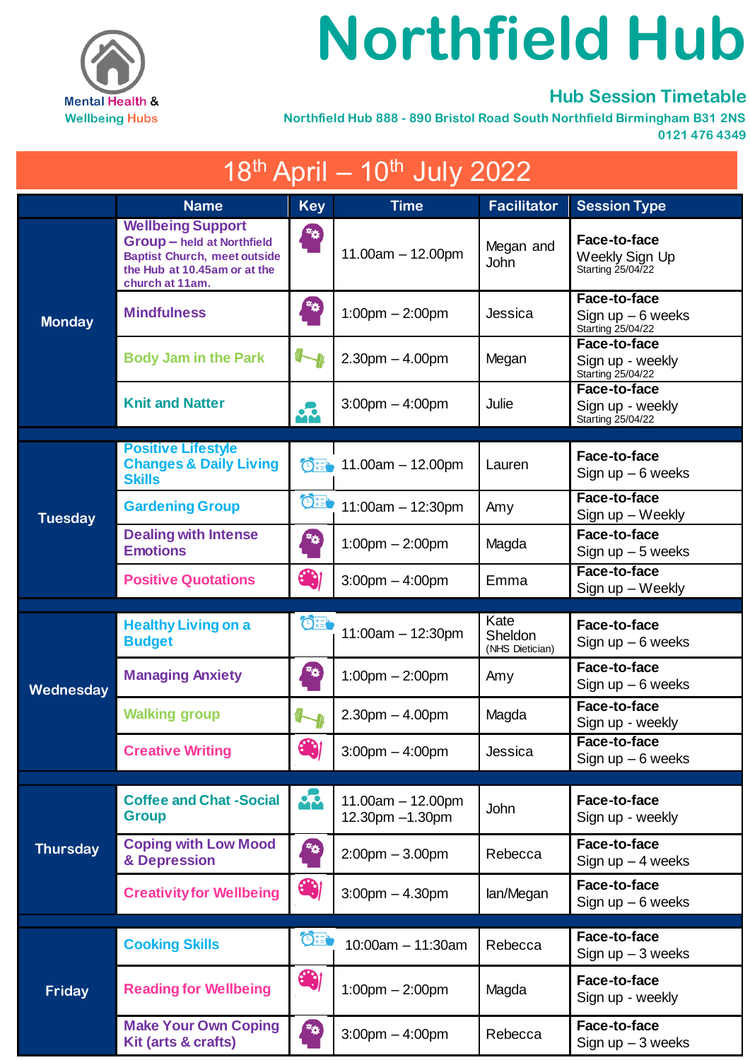Mental Health & Wellbeing Hubs

# Northfield Hub

## Hub Session Timetable

Northfield Hub 888 - 890 Bristol Road South Northfield Birmingham B31 2NS
0121 476 4349

## 18th April – 10th July 2022

| | Name | Key | Time | Facilitator | Session Type |
|---|---|---|---|---|---|
| Monday | Wellbeing Support Group – held at Northfield Baptist Church, meet outside the Hub at 10.45am or at the church at 11am. | | 11.00am – 12.00pm | Megan and John | **Face-to-face** Weekly Sign Up Starting 25/04/22 |
| | Mindfulness | | 1:00pm – 2:00pm | Jessica | **Face-to-face** Sign up – 6 weeks Starting 25/04/22 |
| | Body Jam in the Park | | 2.30pm – 4.00pm | Megan | **Face-to-face** Sign up - weekly Starting 25/04/22 |
| | Knit and Natter | | 3:00pm – 4:00pm | Julie | **Face-to-face** Sign up - weekly Starting 25/04/22 |
| Tuesday | Positive Lifestyle Changes & Daily Living Skills | | 11.00am – 12.00pm | Lauren | **Face-to-face** Sign up – 6 weeks |
| | Gardening Group | | 11:00am – 12:30pm | Amy | **Face-to-face** Sign up – Weekly |
| | Dealing with Intense Emotions | | 1:00pm – 2:00pm | Magda | **Face-to-face** Sign up – 5 weeks |
| | Positive Quotations | | 3:00pm – 4:00pm | Emma | **Face-to-face** Sign up – Weekly |
| Wednesday | Healthy Living on a Budget | | 11:00am – 12:30pm | Kate Sheldon (NHS Dietician) | **Face-to-face** Sign up – 6 weeks |
| | Managing Anxiety | | 1:00pm – 2:00pm | Amy | **Face-to-face** Sign up – 6 weeks |
| | Walking group | | 2.30pm – 4.00pm | Magda | **Face-to-face** Sign up - weekly |
| | Creative Writing | | 3:00pm – 4:00pm | Jessica | **Face-to-face** Sign up – 6 weeks |
| Thursday | Coffee and Chat -Social Group | | 11.00am – 12.00pm 12.30pm –1.30pm | John | **Face-to-face** Sign up - weekly |
| | Coping with Low Mood & Depression | | 2:00pm – 3.00pm | Rebecca | **Face-to-face** Sign up – 4 weeks |
| | Creativity for Wellbeing | | 3:00pm – 4.30pm | Ian/Megan | **Face-to-face** Sign up – 6 weeks |
| Friday | Cooking Skills | | 10:00am – 11:30am | Rebecca | **Face-to-face** Sign up – 3 weeks |
| | Reading for Wellbeing | | 1:00pm – 2:00pm | Magda | **Face-to-face** Sign up - weekly |
| | Make Your Own Coping Kit (arts & crafts) | | 3:00pm – 4:00pm | Rebecca | **Face-to-face** Sign up – 3 weeks |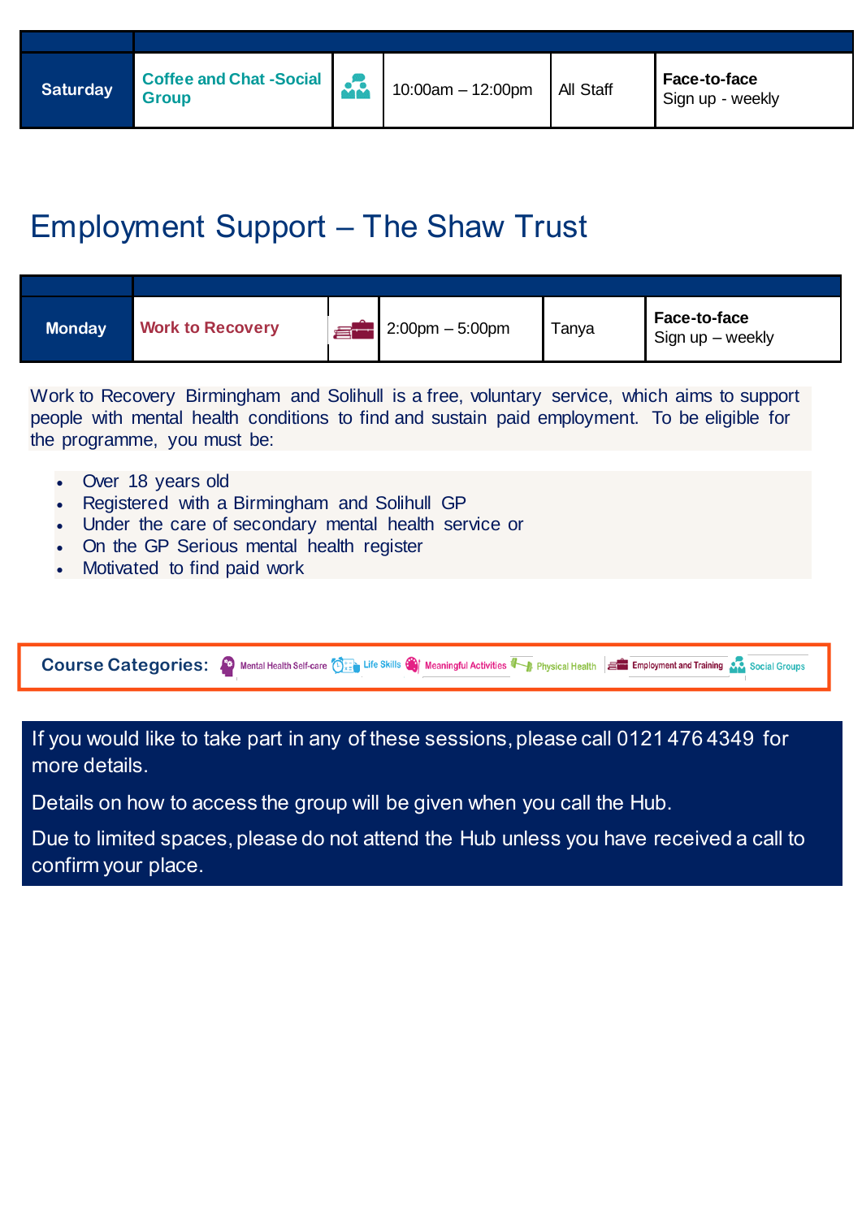| | | | | | |
|---|---|---|---|---|---|
| **Saturday** | **Coffee and Chat -Social Group** | | 10:00am – 12:00pm | All Staff | **Face-to-face** Sign up - weekly |

# Employment Support – The Shaw Trust

| | | | | | |
|---|---|---|---|---|---|
| **Monday** | **Work to Recovery** | | 2:00pm – 5:00pm | Tanya | **Face-to-face** Sign up – weekly |

Work to Recovery Birmingham and Solihull is a free, voluntary service, which aims to support people with mental health conditions to find and sustain paid employment. To be eligible for the programme, you must be:

- Over 18 years old
- Registered with a Birmingham and Solihull GP
- Under the care of secondary mental health service or
- On the GP Serious mental health register
- Motivated to find paid work

**Course Categories:** Mental Health Self-care | Life Skills | Meaningful Activities | Physical Health | Employment and Training | Social Groups

If you would like to take part in any of these sessions, please call 0121 476 4349 for more details.

Details on how to access the group will be given when you call the Hub.

Due to limited spaces, please do not attend the Hub unless you have received a call to confirm your place.